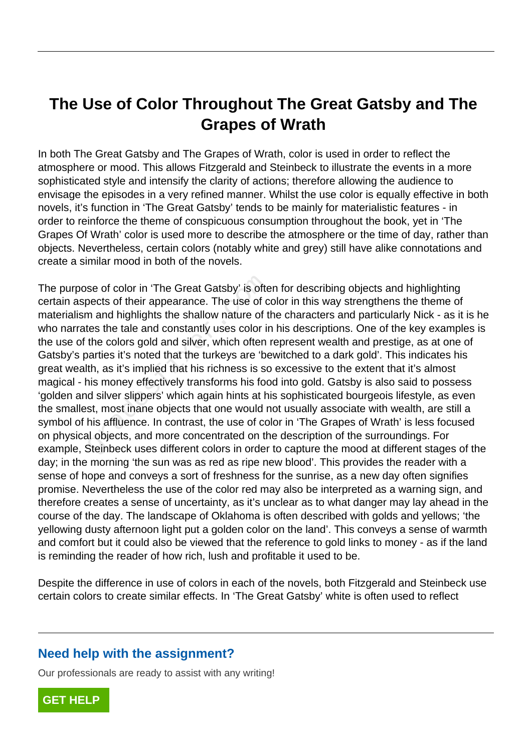# The Use of Color Throughout The Great Gatsby and The Grapes of Wrath

In both The Great Gatsby and The Grapes of Wrath, color is used in order to reflect the atmosphere or mood. This allows Fitzgerald and Steinbeck to illustrate the events in a more sophisticated style and intensify the clarity of actions; therefore allowing the audience to envisage the episodes in a very refined manner. Whilst the use color is equally effective in both novels, it's function in 'The Great Gatsby' tends to be mainly for materialistic features - in order to reinforce the theme of conspicuous consumption throughout the book, yet in 'The Grapes Of Wrath' color is used more to describe the atmosphere or the time of day, rather than objects. Nevertheless, certain colors (notably white and grey) still have alike connotations and create a similar mood in both of the novels.

The purpose of color in 'The Great Gatsby' is often for describing objects and highlighting certain aspects of their appearance. The use of color in this way strengthens the theme of materialism and highlights the shallow nature of the characters and particularly Nick - as it is he who narrates the tale and constantly uses color in his descriptions. One of the key examples is the use of the colors gold and silver, which often represent wealth and prestige, as at one of Gatsby's parties it's noted that the turkeys are 'bewitched to a dark gold'. This indicates his great wealth, as it's implied that his richness is so excessive to the extent that it's almost magical - his money effectively transforms his food into gold. Gatsby is also said to possess 'golden and silver slippers' which again hints at his sophisticated bourgeois lifestyle, as even the smallest, most inane objects that one would not usually associate with wealth, are still a symbol of his affluence. In contrast, the use of color in 'The Grapes of Wrath' is less focused on physical objects, and more concentrated on the description of the surroundings. For example, Steinbeck uses different colors in order to capture the mood at different stages of the day; in the morning 'the sun was as red as ripe new blood'. This provides the reader with a sense of hope and conveys a sort of freshness for the sunrise, as a new day often signifies promise. Nevertheless the use of the color red may also be interpreted as a warning sign, and therefore creates a sense of uncertainty, as it's unclear as to what danger may lay ahead in the course of the day. The landscape of Oklahoma is often described with golds and yellows; 'the yellowing dusty afternoon light put a golden color on the land'. This conveys a sense of warmth and comfort but it could also be viewed that the reference to gold links to money - as if the land is reminding the reader of how rich, lush and profitable it used to be.

Despite the difference in use of colors in each of the novels, both Fitzgerald and Steinbeck use certain colors to create similar effects. In 'The Great Gatsby' white is often used to reflect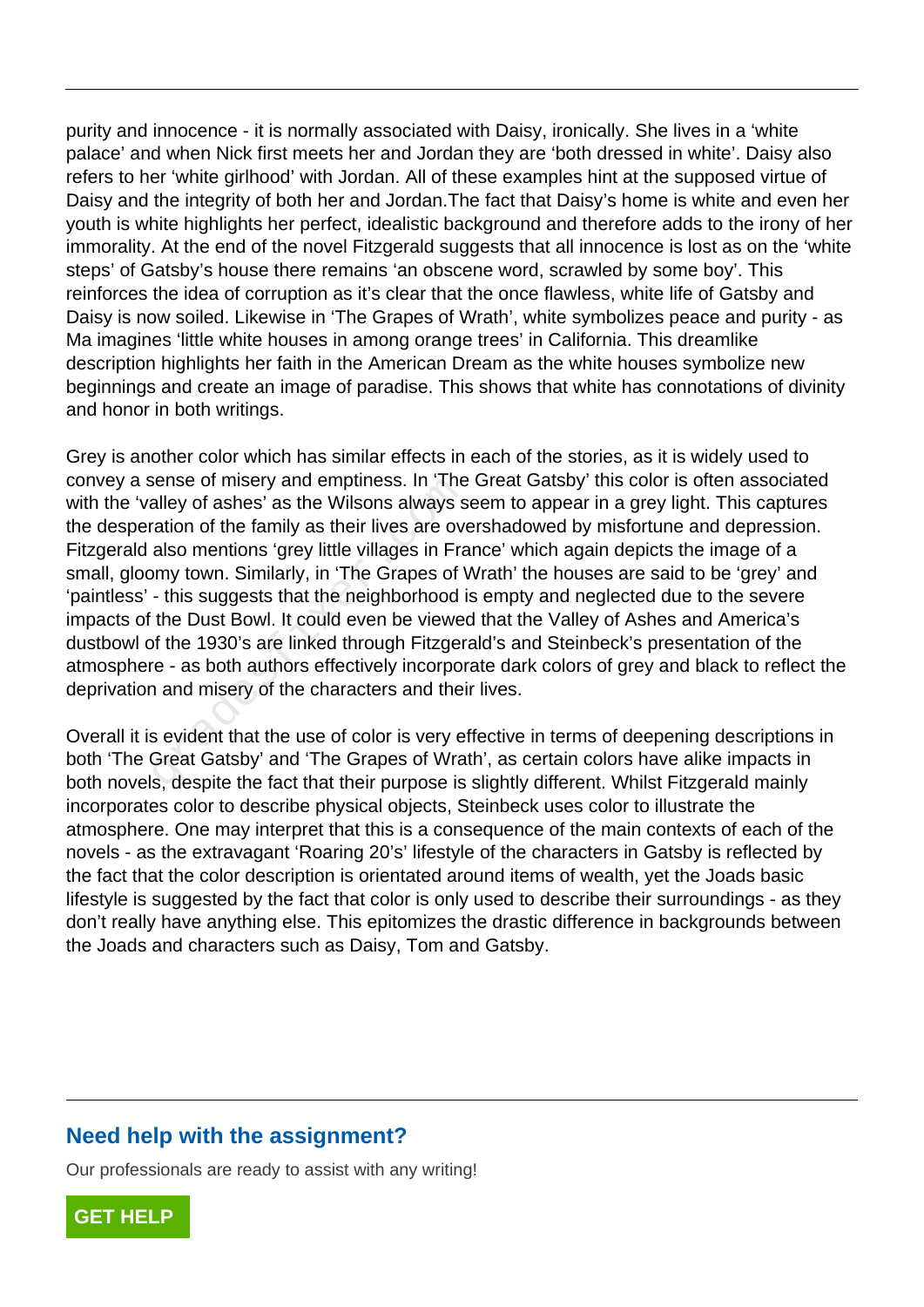purity and innocence - it is normally associated with Daisy, ironically. She lives in a 'white palace' and when Nick first meets her and Jordan they are 'both dressed in white'. Daisy also refers to her 'white girlhood' with Jordan. All of these examples hint at the supposed virtue of Daisy and the integrity of both her and Jordan.The fact that Daisy's home is white and even her youth is white highlights her perfect, idealistic background and therefore adds to the irony of her immorality. At the end of the novel Fitzgerald suggests that all innocence is lost as on the 'white steps' of Gatsby's house there remains 'an obscene word, scrawled by some boy'. This reinforces the idea of corruption as it's clear that the once flawless, white life of Gatsby and Daisy is now soiled. Likewise in 'The Grapes of Wrath', white symbolizes peace and purity - as Ma imagines 'little white houses in among orange trees' in California. This dreamlike description highlights her faith in the American Dream as the white houses symbolize new beginnings and create an image of paradise. This shows that white has connotations of divinity and honor in both writings.

Grey is another color which has similar effects in each of the stories, as it is widely used to convey a sense of misery and emptiness. In 'The Great Gatsby' this color is often associated with the 'valley of ashes' as the Wilsons always seem to appear in a grey light. This captures the desperation of the family as their lives are overshadowed by misfortune and depression. Fitzgerald also mentions 'grey little villages in France' which again depicts the image of a small, gloomy town. Similarly, in 'The Grapes of Wrath' the houses are said to be 'grey' and 'paintless' - this suggests that the neighborhood is empty and neglected due to the severe impacts of the Dust Bowl. It could even be viewed that the Valley of Ashes and America's dustbowl of the 1930's are linked through Fitzgerald's and Steinbeck's presentation of the atmosphere - as both authors effectively incorporate dark colors of grey and black to reflect the deprivation and misery of the characters and their lives.

Overall it is evident that the use of color is very effective in terms of deepening descriptions in both 'The Great Gatsby' and 'The Grapes of Wrath', as certain colors have alike impacts in both novels, despite the fact that their purpose is slightly different. Whilst Fitzgerald mainly incorporates color to describe physical objects, Steinbeck uses color to illustrate the atmosphere. One may interpret that this is a consequence of the main contexts of each of the novels - as the extravagant 'Roaring 20's' lifestyle of the characters in Gatsby is reflected by the fact that the color description is orientated around items of wealth, yet the Joads basic lifestyle is suggested by the fact that color is only used to describe their surroundings - as they don't really have anything else. This epitomizes the drastic difference in backgrounds between the Joads and characters such as Daisy, Tom and Gatsby.

## Need help with the assignment?

Our professionals are ready to assist with any writing!

GET HELP